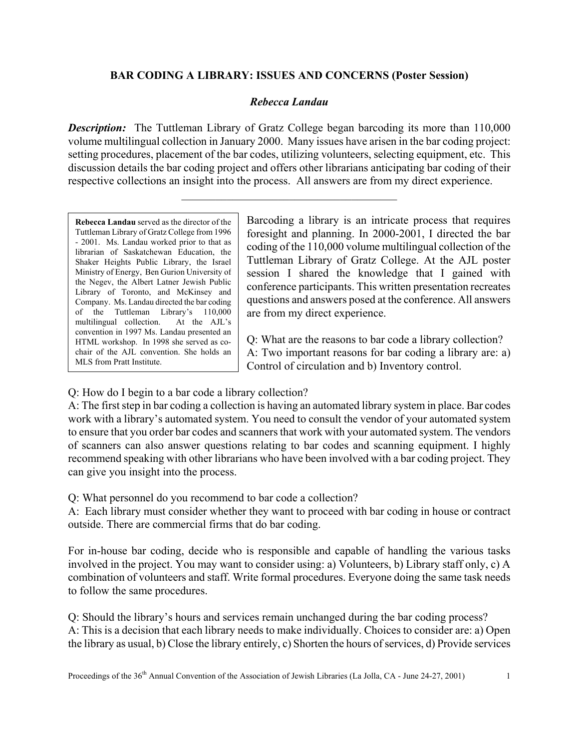# BAR CODING A LIBRARY: ISSUES AND CONCERNS (Poster Session)

***Rebecca Landau***

***Description:*** The Tuttleman Library of Gratz College began barcoding its more than 110,000 volume multilingual collection in January 2000. Many issues have arisen in the bar coding project: setting procedures, placement of the bar codes, utilizing volunteers, selecting equipment, etc. This discussion details the bar coding project and offers other librarians anticipating bar coding of their respective collections an insight into the process. All answers are from my direct experience.

---

**Rebecca Landau** served as the director of the Tuttleman Library of Gratz College from 1996 - 2001. Ms. Landau worked prior to that as librarian of Saskatchewan Education, the Shaker Heights Public Library, the Israel Ministry of Energy, Ben Gurion University of the Negev, the Albert Latner Jewish Public Library of Toronto, and McKinsey and Company. Ms. Landau directed the bar coding of the Tuttleman Library's 110,000 multilingual collection. At the AJL's convention in 1997 Ms. Landau presented an HTML workshop. In 1998 she served as co-chair of the AJL convention. She holds an MLS from Pratt Institute.

Barcoding a library is an intricate process that requires foresight and planning. In 2000-2001, I directed the bar coding of the 110,000 volume multilingual collection of the Tuttleman Library of Gratz College. At the AJL poster session I shared the knowledge that I gained with conference participants. This written presentation recreates questions and answers posed at the conference. All answers are from my direct experience.

Q: What are the reasons to bar code a library collection?
A: Two important reasons for bar coding a library are: a) Control of circulation and b) Inventory control.

Q: How do I begin to a bar code a library collection?
A: The first step in bar coding a collection is having an automated library system in place. Bar codes work with a library's automated system. You need to consult the vendor of your automated system to ensure that you order bar codes and scanners that work with your automated system. The vendors of scanners can also answer questions relating to bar codes and scanning equipment. I highly recommend speaking with other librarians who have been involved with a bar coding project. They can give you insight into the process.

Q: What personnel do you recommend to bar code a collection?
A: Each library must consider whether they want to proceed with bar coding in house or contract outside. There are commercial firms that do bar coding.

For in-house bar coding, decide who is responsible and capable of handling the various tasks involved in the project. You may want to consider using: a) Volunteers, b) Library staff only, c) A combination of volunteers and staff. Write formal procedures. Everyone doing the same task needs to follow the same procedures.

Q: Should the library's hours and services remain unchanged during the bar coding process?
A: This is a decision that each library needs to make individually. Choices to consider are: a) Open the library as usual, b) Close the library entirely, c) Shorten the hours of services, d) Provide services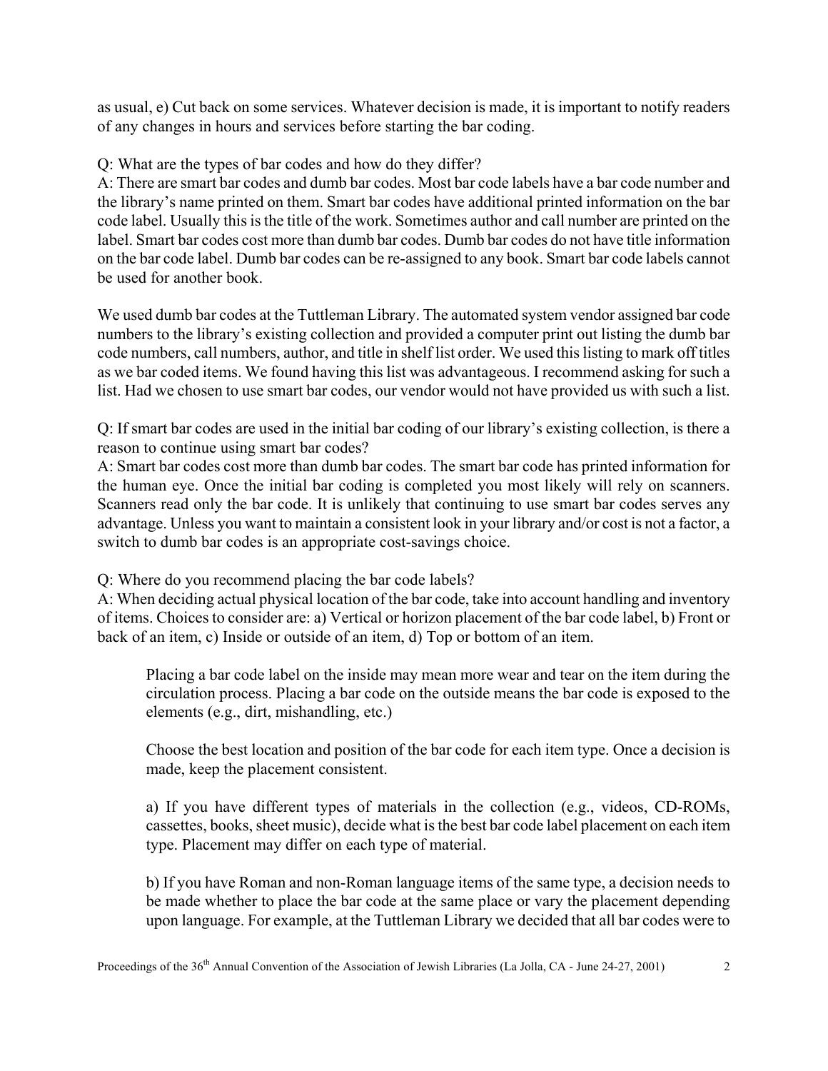as usual, e) Cut back on some services. Whatever decision is made, it is important to notify readers of any changes in hours and services before starting the bar coding.

Q: What are the types of bar codes and how do they differ?
A: There are smart bar codes and dumb bar codes. Most bar code labels have a bar code number and the library's name printed on them. Smart bar codes have additional printed information on the bar code label. Usually this is the title of the work. Sometimes author and call number are printed on the label. Smart bar codes cost more than dumb bar codes. Dumb bar codes do not have title information on the bar code label. Dumb bar codes can be re-assigned to any book. Smart bar code labels cannot be used for another book.

We used dumb bar codes at the Tuttleman Library. The automated system vendor assigned bar code numbers to the library's existing collection and provided a computer print out listing the dumb bar code numbers, call numbers, author, and title in shelf list order. We used this listing to mark off titles as we bar coded items. We found having this list was advantageous. I recommend asking for such a list. Had we chosen to use smart bar codes, our vendor would not have provided us with such a list.

Q: If smart bar codes are used in the initial bar coding of our library's existing collection, is there a reason to continue using smart bar codes?
A: Smart bar codes cost more than dumb bar codes. The smart bar code has printed information for the human eye. Once the initial bar coding is completed you most likely will rely on scanners. Scanners read only the bar code. It is unlikely that continuing to use smart bar codes serves any advantage. Unless you want to maintain a consistent look in your library and/or cost is not a factor, a switch to dumb bar codes is an appropriate cost-savings choice.

Q: Where do you recommend placing the bar code labels?
A: When deciding actual physical location of the bar code, take into account handling and inventory of items. Choices to consider are: a) Vertical or horizon placement of the bar code label, b) Front or back of an item, c) Inside or outside of an item, d) Top or bottom of an item.

> Placing a bar code label on the inside may mean more wear and tear on the item during the circulation process. Placing a bar code on the outside means the bar code is exposed to the elements (e.g., dirt, mishandling, etc.)
>
> Choose the best location and position of the bar code for each item type. Once a decision is made, keep the placement consistent.
>
> a) If you have different types of materials in the collection (e.g., videos, CD-ROMs, cassettes, books, sheet music), decide what is the best bar code label placement on each item type. Placement may differ on each type of material.
>
> b) If you have Roman and non-Roman language items of the same type, a decision needs to be made whether to place the bar code at the same place or vary the placement depending upon language. For example, at the Tuttleman Library we decided that all bar codes were to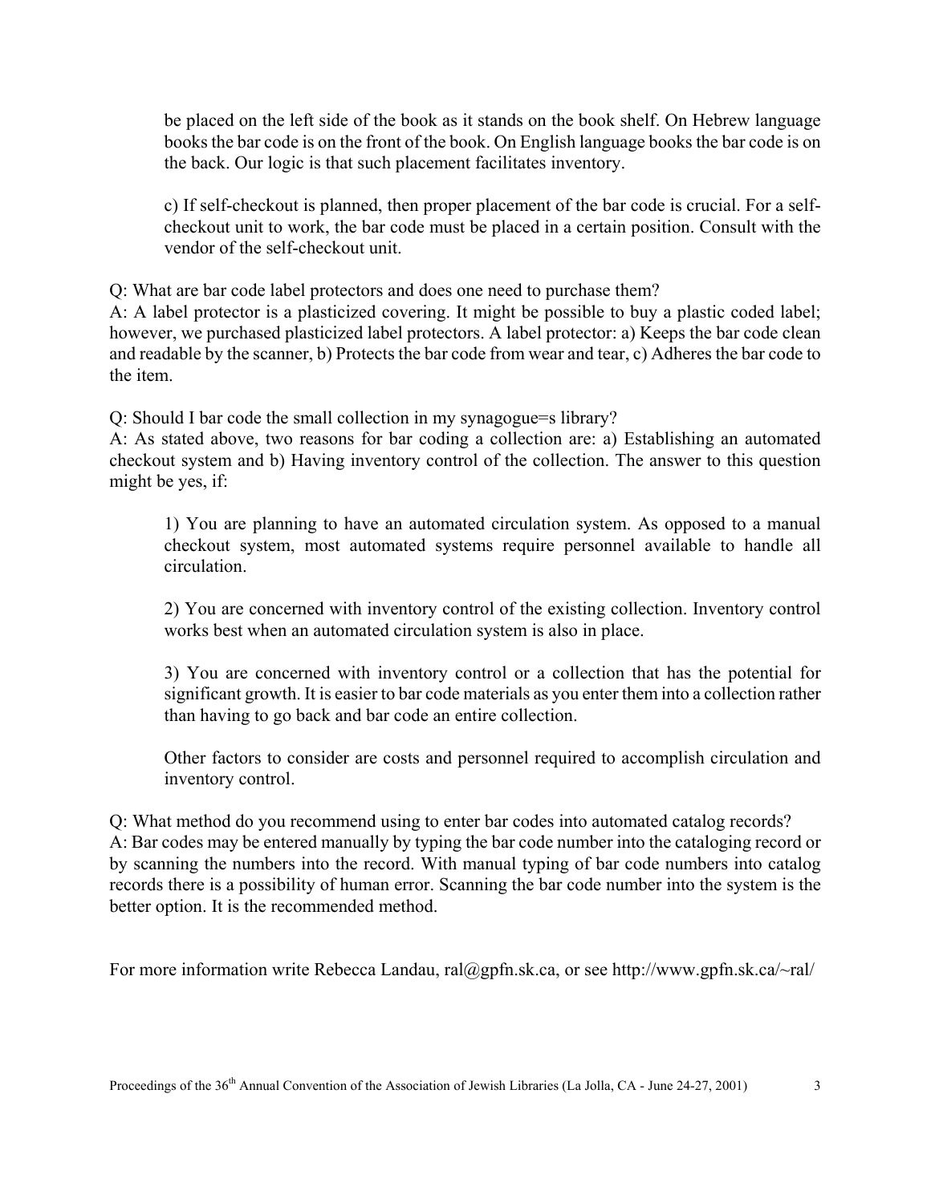be placed on the left side of the book as it stands on the book shelf. On Hebrew language books the bar code is on the front of the book. On English language books the bar code is on the back. Our logic is that such placement facilitates inventory.

c) If self-checkout is planned, then proper placement of the bar code is crucial. For a self-checkout unit to work, the bar code must be placed in a certain position. Consult with the vendor of the self-checkout unit.

Q: What are bar code label protectors and does one need to purchase them?
A: A label protector is a plasticized covering. It might be possible to buy a plastic coded label; however, we purchased plasticized label protectors. A label protector: a) Keeps the bar code clean and readable by the scanner, b) Protects the bar code from wear and tear, c) Adheres the bar code to the item.

Q: Should I bar code the small collection in my synagogue=s library?
A: As stated above, two reasons for bar coding a collection are: a) Establishing an automated checkout system and b) Having inventory control of the collection. The answer to this question might be yes, if:

1) You are planning to have an automated circulation system. As opposed to a manual checkout system, most automated systems require personnel available to handle all circulation.

2) You are concerned with inventory control of the existing collection. Inventory control works best when an automated circulation system is also in place.

3) You are concerned with inventory control or a collection that has the potential for significant growth. It is easier to bar code materials as you enter them into a collection rather than having to go back and bar code an entire collection.

Other factors to consider are costs and personnel required to accomplish circulation and inventory control.

Q: What method do you recommend using to enter bar codes into automated catalog records?
A: Bar codes may be entered manually by typing the bar code number into the cataloging record or by scanning the numbers into the record. With manual typing of bar code numbers into catalog records there is a possibility of human error. Scanning the bar code number into the system is the better option. It is the recommended method.

For more information write Rebecca Landau, ral@gpfn.sk.ca, or see http://www.gpfn.sk.ca/~ral/